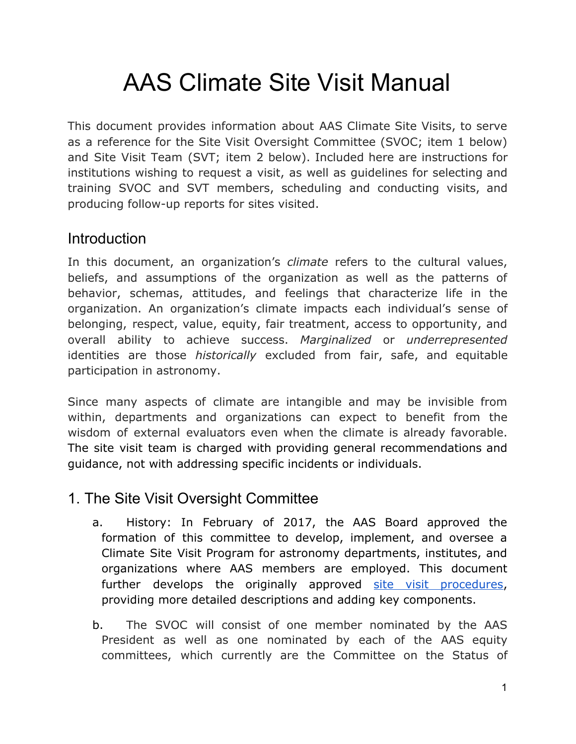# AAS Climate Site Visit Manual

This document provides information about AAS Climate Site Visits, to serve as a reference for the Site Visit Oversight Committee (SVOC; item 1 below) and Site Visit Team (SVT; item 2 below). Included here are instructions for institutions wishing to request a visit, as well as guidelines for selecting and training SVOC and SVT members, scheduling and conducting visits, and producing follow-up reports for sites visited.

## Introduction

In this document, an organization's *climate* refers to the cultural values, beliefs, and assumptions of the organization as well as the patterns of behavior, schemas, attitudes, and feelings that characterize life in the organization. An organization's climate impacts each individual's sense of belonging, respect, value, equity, fair treatment, access to opportunity, and overall ability to achieve success. *Marginalized* or *underrepresented* identities are those *historically* excluded from fair, safe, and equitable participation in astronomy.

Since many aspects of climate are intangible and may be invisible from within, departments and organizations can expect to benefit from the wisdom of external evaluators even when the climate is already favorable. The site visit team is charged with providing general recommendations and guidance, not with addressing specific incidents or individuals.

## 1. The Site Visit Oversight Committee

a. History: In February of 2017, the AAS Board approved the formation of this committee to develop, implement, and oversee a Climate Site Visit Program for astronomy departments, institutes, and organizations where AAS members are employed. This document further develops the originally approved [site visit procedures](), providing more detailed descriptions and adding key components.

b. The SVOC will consist of one member nominated by the AAS President as well as one nominated by each of the AAS equity committees, which currently are the Committee on the Status of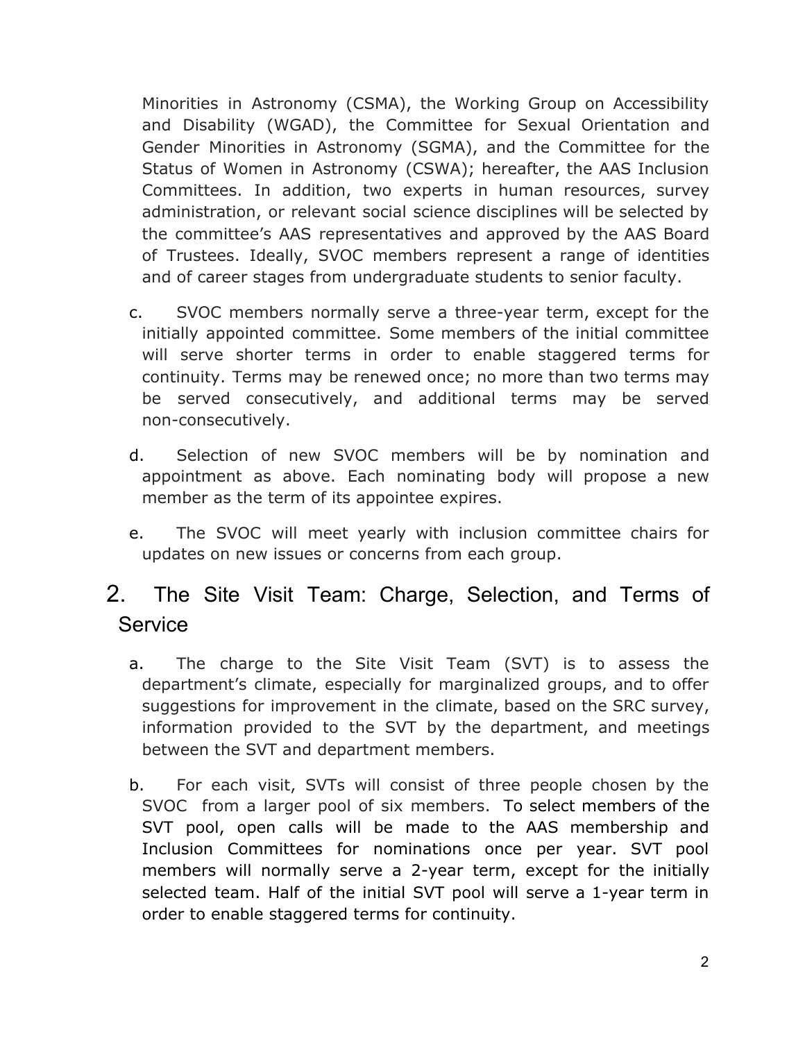Minorities in Astronomy (CSMA), the Working Group on Accessibility and Disability (WGAD), the Committee for Sexual Orientation and Gender Minorities in Astronomy (SGMA), and the Committee for the Status of Women in Astronomy (CSWA); hereafter, the AAS Inclusion Committees. In addition, two experts in human resources, survey administration, or relevant social science disciplines will be selected by the committee's AAS representatives and approved by the AAS Board of Trustees. Ideally, SVOC members represent a range of identities and of career stages from undergraduate students to senior faculty.

c. SVOC members normally serve a three-year term, except for the initially appointed committee. Some members of the initial committee will serve shorter terms in order to enable staggered terms for continuity. Terms may be renewed once; no more than two terms may be served consecutively, and additional terms may be served non-consecutively.

d. Selection of new SVOC members will be by nomination and appointment as above. Each nominating body will propose a new member as the term of its appointee expires.

e. The SVOC will meet yearly with inclusion committee chairs for updates on new issues or concerns from each group.

## 2. The Site Visit Team: Charge, Selection, and Terms of Service

a. The charge to the Site Visit Team (SVT) is to assess the department's climate, especially for marginalized groups, and to offer suggestions for improvement in the climate, based on the SRC survey, information provided to the SVT by the department, and meetings between the SVT and department members.

b. For each visit, SVTs will consist of three people chosen by the SVOC from a larger pool of six members. To select members of the SVT pool, open calls will be made to the AAS membership and Inclusion Committees for nominations once per year. SVT pool members will normally serve a 2-year term, except for the initially selected team. Half of the initial SVT pool will serve a 1-year term in order to enable staggered terms for continuity.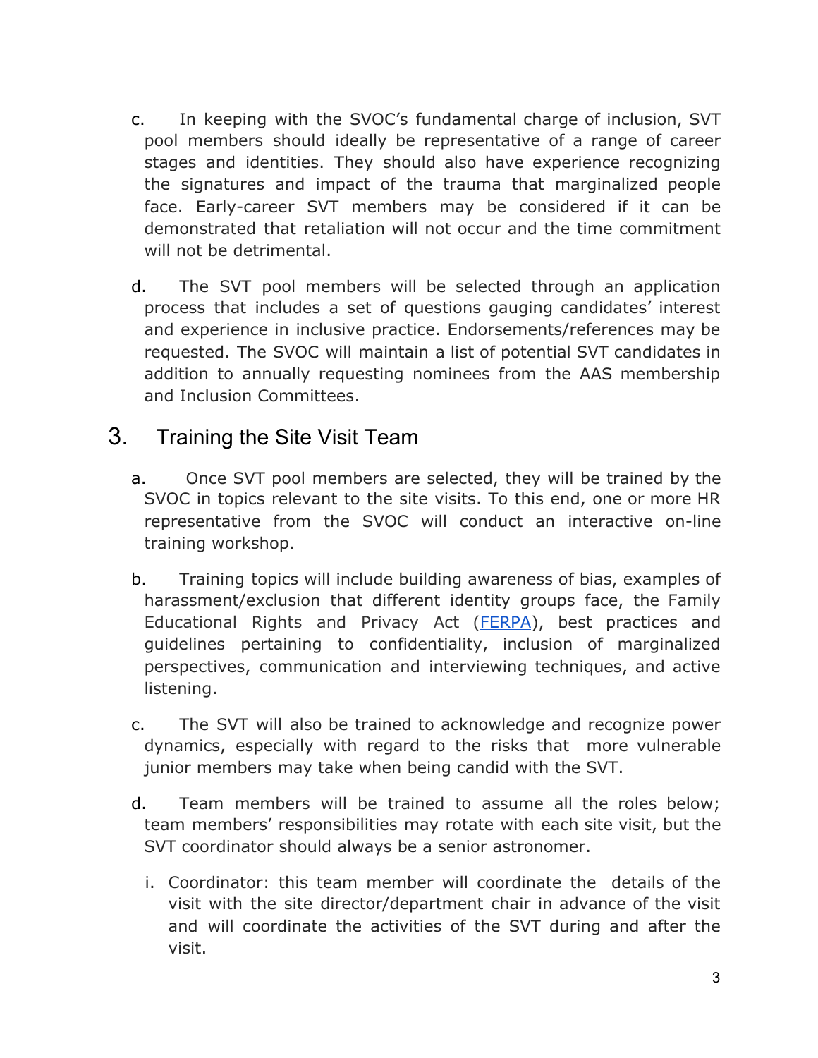c. In keeping with the SVOC's fundamental charge of inclusion, SVT pool members should ideally be representative of a range of career stages and identities. They should also have experience recognizing the signatures and impact of the trauma that marginalized people face. Early-career SVT members may be considered if it can be demonstrated that retaliation will not occur and the time commitment will not be detrimental.

d. The SVT pool members will be selected through an application process that includes a set of questions gauging candidates' interest and experience in inclusive practice. Endorsements/references may be requested. The SVOC will maintain a list of potential SVT candidates in addition to annually requesting nominees from the AAS membership and Inclusion Committees.

## 3. Training the Site Visit Team

a. Once SVT pool members are selected, they will be trained by the SVOC in topics relevant to the site visits. To this end, one or more HR representative from the SVOC will conduct an interactive on-line training workshop.

b. Training topics will include building awareness of bias, examples of harassment/exclusion that different identity groups face, the Family Educational Rights and Privacy Act (FERPA), best practices and guidelines pertaining to confidentiality, inclusion of marginalized perspectives, communication and interviewing techniques, and active listening.

c. The SVT will also be trained to acknowledge and recognize power dynamics, especially with regard to the risks that more vulnerable junior members may take when being candid with the SVT.

d. Team members will be trained to assume all the roles below; team members' responsibilities may rotate with each site visit, but the SVT coordinator should always be a senior astronomer.

   i. Coordinator: this team member will coordinate the details of the visit with the site director/department chair in advance of the visit and will coordinate the activities of the SVT during and after the visit.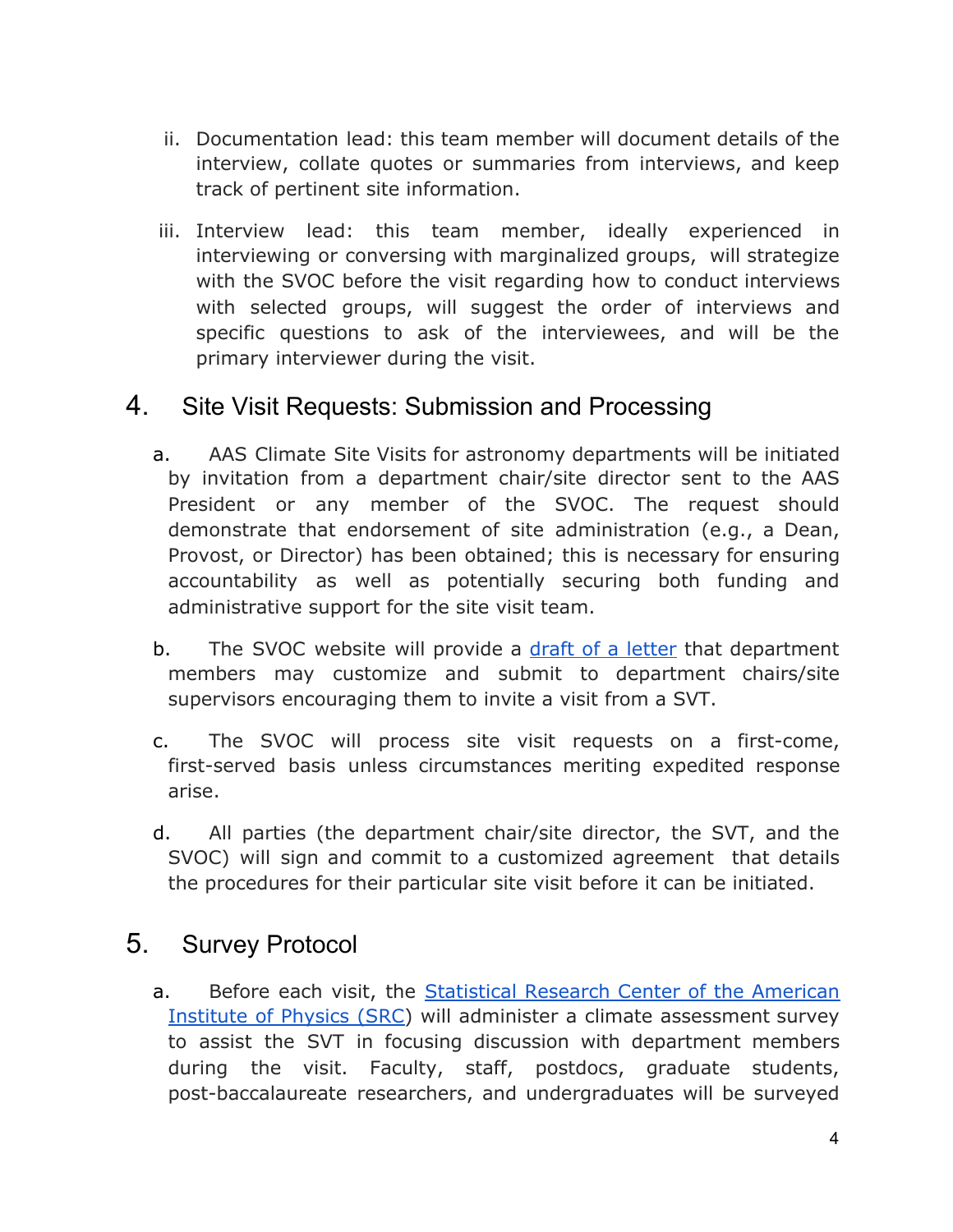ii. Documentation lead: this team member will document details of the interview, collate quotes or summaries from interviews, and keep track of pertinent site information.

iii. Interview lead: this team member, ideally experienced in interviewing or conversing with marginalized groups, will strategize with the SVOC before the visit regarding how to conduct interviews with selected groups, will suggest the order of interviews and specific questions to ask of the interviewees, and will be the primary interviewer during the visit.

## 4. Site Visit Requests: Submission and Processing

a. AAS Climate Site Visits for astronomy departments will be initiated by invitation from a department chair/site director sent to the AAS President or any member of the SVOC. The request should demonstrate that endorsement of site administration (e.g., a Dean, Provost, or Director) has been obtained; this is necessary for ensuring accountability as well as potentially securing both funding and administrative support for the site visit team.

b. The SVOC website will provide a draft of a letter that department members may customize and submit to department chairs/site supervisors encouraging them to invite a visit from a SVT.

c. The SVOC will process site visit requests on a first-come, first-served basis unless circumstances meriting expedited response arise.

d. All parties (the department chair/site director, the SVT, and the SVOC) will sign and commit to a customized agreement that details the procedures for their particular site visit before it can be initiated.

## 5. Survey Protocol

a. Before each visit, the Statistical Research Center of the American Institute of Physics (SRC) will administer a climate assessment survey to assist the SVT in focusing discussion with department members during the visit. Faculty, staff, postdocs, graduate students, post-baccalaureate researchers, and undergraduates will be surveyed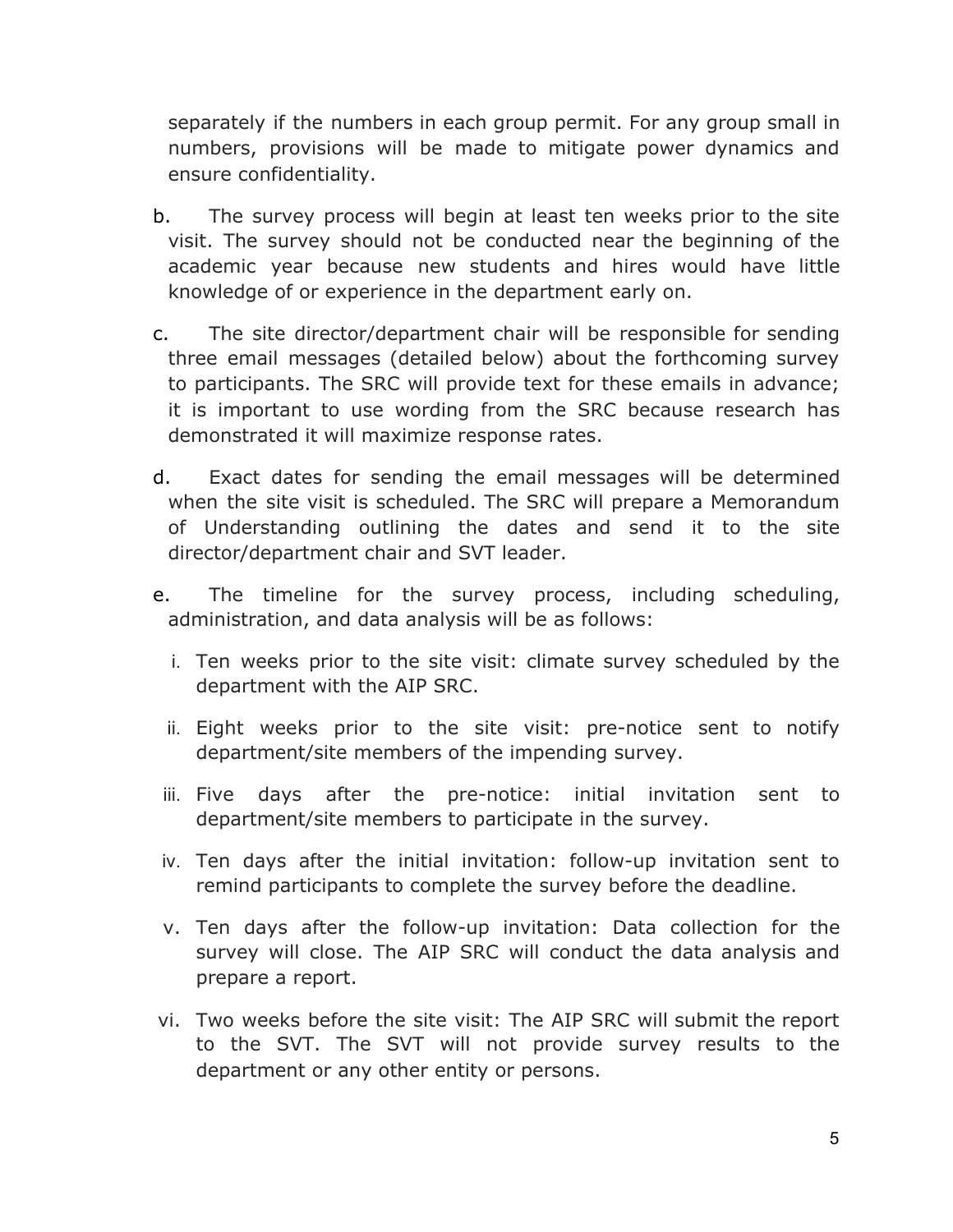separately if the numbers in each group permit. For any group small in numbers, provisions will be made to mitigate power dynamics and ensure confidentiality.

b. The survey process will begin at least ten weeks prior to the site visit. The survey should not be conducted near the beginning of the academic year because new students and hires would have little knowledge of or experience in the department early on.

c. The site director/department chair will be responsible for sending three email messages (detailed below) about the forthcoming survey to participants. The SRC will provide text for these emails in advance; it is important to use wording from the SRC because research has demonstrated it will maximize response rates.

d. Exact dates for sending the email messages will be determined when the site visit is scheduled. The SRC will prepare a Memorandum of Understanding outlining the dates and send it to the site director/department chair and SVT leader.

e. The timeline for the survey process, including scheduling, administration, and data analysis will be as follows:

   i. Ten weeks prior to the site visit: climate survey scheduled by the department with the AIP SRC.

   ii. Eight weeks prior to the site visit: pre-notice sent to notify department/site members of the impending survey.

   iii. Five days after the pre-notice: initial invitation sent to department/site members to participate in the survey.

   iv. Ten days after the initial invitation: follow-up invitation sent to remind participants to complete the survey before the deadline.

   v. Ten days after the follow-up invitation: Data collection for the survey will close. The AIP SRC will conduct the data analysis and prepare a report.

   vi. Two weeks before the site visit: The AIP SRC will submit the report to the SVT. The SVT will not provide survey results to the department or any other entity or persons.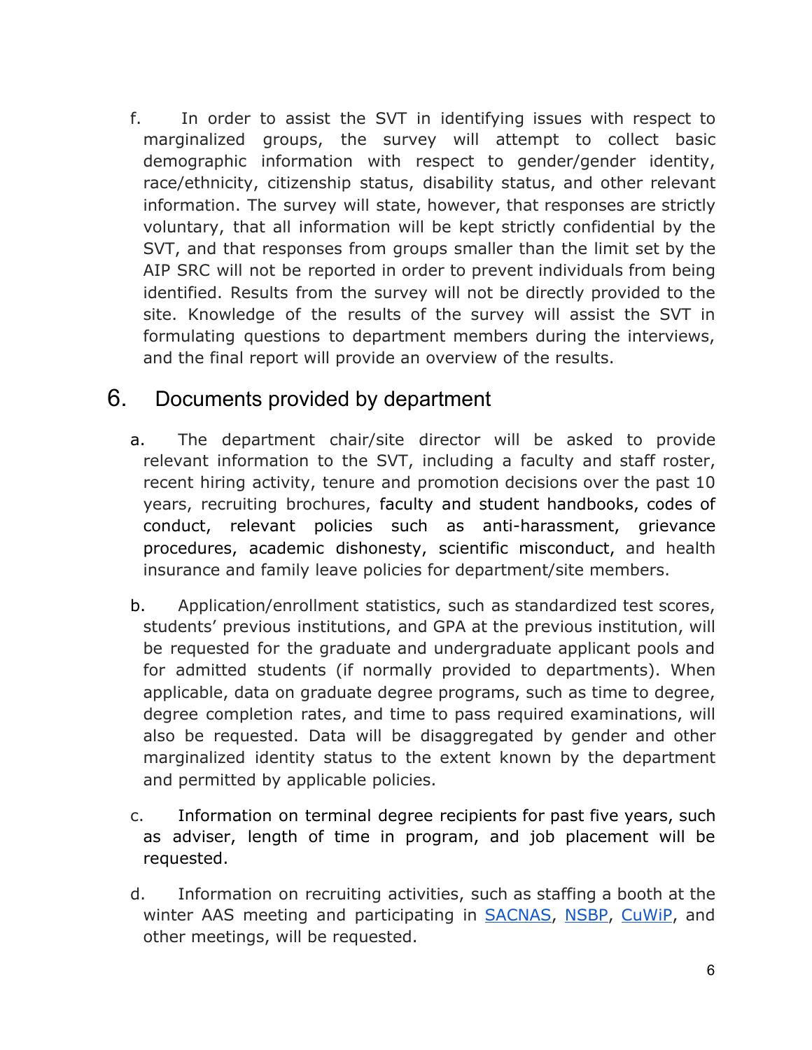f. In order to assist the SVT in identifying issues with respect to marginalized groups, the survey will attempt to collect basic demographic information with respect to gender/gender identity, race/ethnicity, citizenship status, disability status, and other relevant information. The survey will state, however, that responses are strictly voluntary, that all information will be kept strictly confidential by the SVT, and that responses from groups smaller than the limit set by the AIP SRC will not be reported in order to prevent individuals from being identified. Results from the survey will not be directly provided to the site. Knowledge of the results of the survey will assist the SVT in formulating questions to department members during the interviews, and the final report will provide an overview of the results.

## 6. Documents provided by department

a. The department chair/site director will be asked to provide relevant information to the SVT, including a faculty and staff roster, recent hiring activity, tenure and promotion decisions over the past 10 years, recruiting brochures, faculty and student handbooks, codes of conduct, relevant policies such as anti-harassment, grievance procedures, academic dishonesty, scientific misconduct, and health insurance and family leave policies for department/site members.

b. Application/enrollment statistics, such as standardized test scores, students' previous institutions, and GPA at the previous institution, will be requested for the graduate and undergraduate applicant pools and for admitted students (if normally provided to departments). When applicable, data on graduate degree programs, such as time to degree, degree completion rates, and time to pass required examinations, will also be requested. Data will be disaggregated by gender and other marginalized identity status to the extent known by the department and permitted by applicable policies.

c. Information on terminal degree recipients for past five years, such as adviser, length of time in program, and job placement will be requested.

d. Information on recruiting activities, such as staffing a booth at the winter AAS meeting and participating in SACNAS, NSBP, CuWiP, and other meetings, will be requested.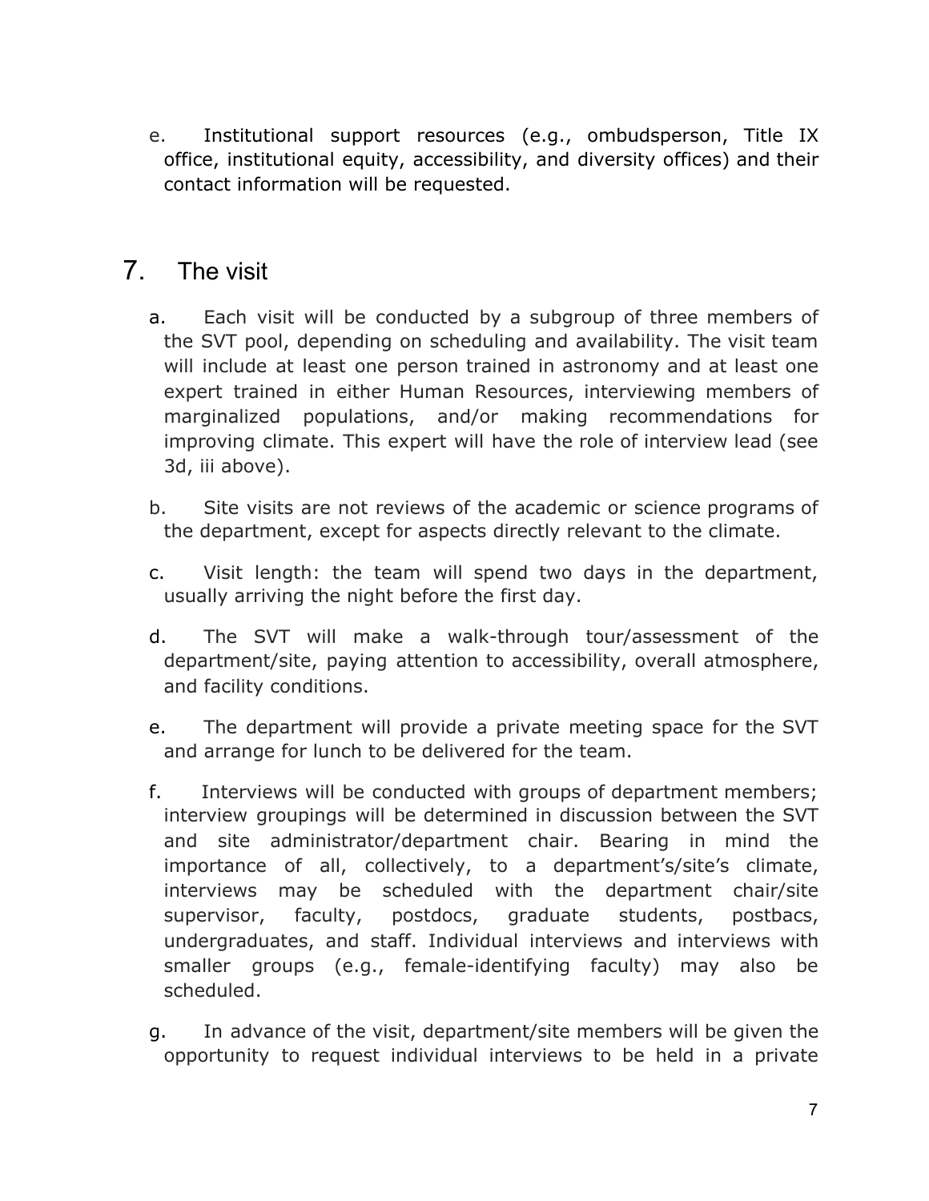e. Institutional support resources (e.g., ombudsperson, Title IX office, institutional equity, accessibility, and diversity offices) and their contact information will be requested.

## 7. The visit

a. Each visit will be conducted by a subgroup of three members of the SVT pool, depending on scheduling and availability. The visit team will include at least one person trained in astronomy and at least one expert trained in either Human Resources, interviewing members of marginalized populations, and/or making recommendations for improving climate. This expert will have the role of interview lead (see 3d, iii above).

b. Site visits are not reviews of the academic or science programs of the department, except for aspects directly relevant to the climate.

c. Visit length: the team will spend two days in the department, usually arriving the night before the first day.

d. The SVT will make a walk-through tour/assessment of the department/site, paying attention to accessibility, overall atmosphere, and facility conditions.

e. The department will provide a private meeting space for the SVT and arrange for lunch to be delivered for the team.

f. Interviews will be conducted with groups of department members; interview groupings will be determined in discussion between the SVT and site administrator/department chair. Bearing in mind the importance of all, collectively, to a department's/site's climate, interviews may be scheduled with the department chair/site supervisor, faculty, postdocs, graduate students, postbacs, undergraduates, and staff. Individual interviews and interviews with smaller groups (e.g., female-identifying faculty) may also be scheduled.

g. In advance of the visit, department/site members will be given the opportunity to request individual interviews to be held in a private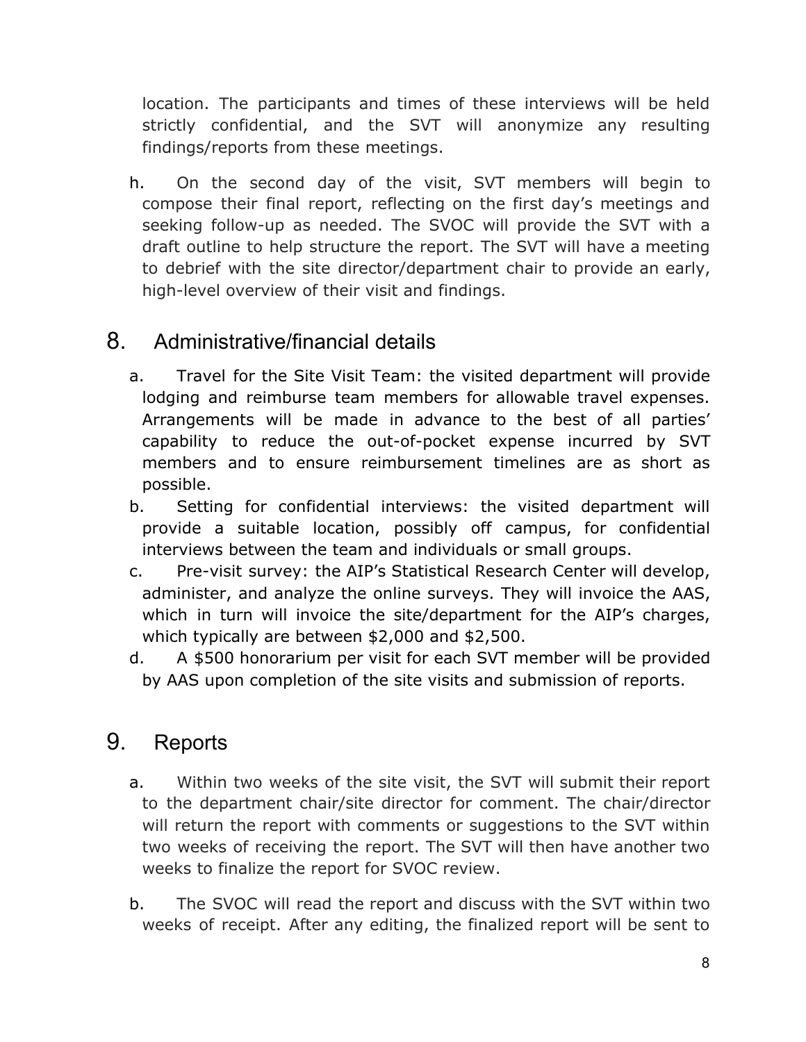location. The participants and times of these interviews will be held strictly confidential, and the SVT will anonymize any resulting findings/reports from these meetings.

h. On the second day of the visit, SVT members will begin to compose their final report, reflecting on the first day's meetings and seeking follow-up as needed. The SVOC will provide the SVT with a draft outline to help structure the report. The SVT will have a meeting to debrief with the site director/department chair to provide an early, high-level overview of their visit and findings.

## 8. Administrative/financial details

a. Travel for the Site Visit Team: the visited department will provide lodging and reimburse team members for allowable travel expenses. Arrangements will be made in advance to the best of all parties' capability to reduce the out-of-pocket expense incurred by SVT members and to ensure reimbursement timelines are as short as possible.

b. Setting for confidential interviews: the visited department will provide a suitable location, possibly off campus, for confidential interviews between the team and individuals or small groups.

c. Pre-visit survey: the AIP's Statistical Research Center will develop, administer, and analyze the online surveys. They will invoice the AAS, which in turn will invoice the site/department for the AIP's charges, which typically are between $2,000 and $2,500.

d. A $500 honorarium per visit for each SVT member will be provided by AAS upon completion of the site visits and submission of reports.

## 9. Reports

a. Within two weeks of the site visit, the SVT will submit their report to the department chair/site director for comment. The chair/director will return the report with comments or suggestions to the SVT within two weeks of receiving the report. The SVT will then have another two weeks to finalize the report for SVOC review.

b. The SVOC will read the report and discuss with the SVT within two weeks of receipt. After any editing, the finalized report will be sent to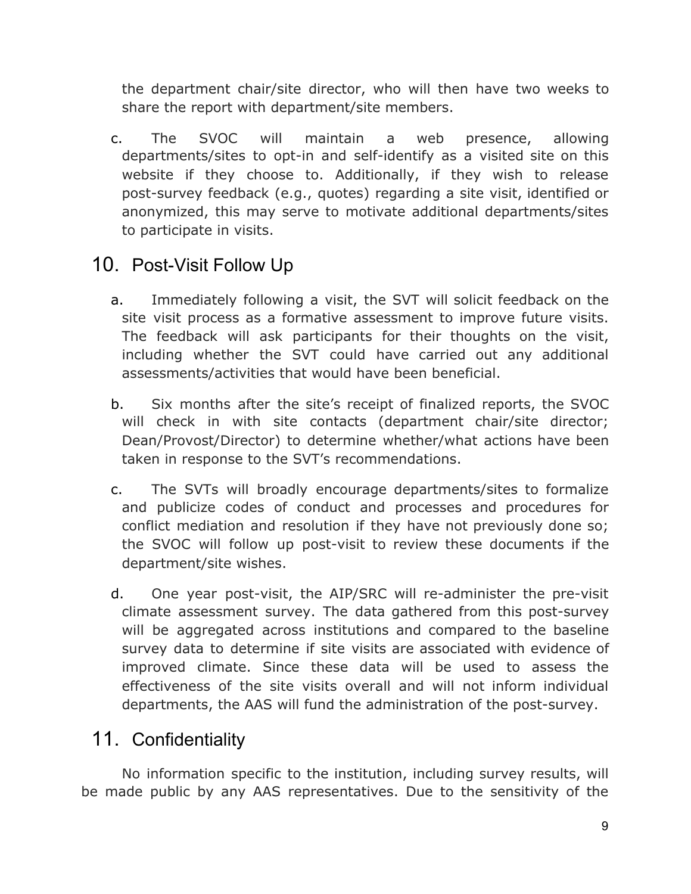the department chair/site director, who will then have two weeks to share the report with department/site members.

c. The SVOC will maintain a web presence, allowing departments/sites to opt-in and self-identify as a visited site on this website if they choose to. Additionally, if they wish to release post-survey feedback (e.g., quotes) regarding a site visit, identified or anonymized, this may serve to motivate additional departments/sites to participate in visits.

## 10. Post-Visit Follow Up

a. Immediately following a visit, the SVT will solicit feedback on the site visit process as a formative assessment to improve future visits. The feedback will ask participants for their thoughts on the visit, including whether the SVT could have carried out any additional assessments/activities that would have been beneficial.

b. Six months after the site's receipt of finalized reports, the SVOC will check in with site contacts (department chair/site director; Dean/Provost/Director) to determine whether/what actions have been taken in response to the SVT's recommendations.

c. The SVTs will broadly encourage departments/sites to formalize and publicize codes of conduct and processes and procedures for conflict mediation and resolution if they have not previously done so; the SVOC will follow up post-visit to review these documents if the department/site wishes.

d. One year post-visit, the AIP/SRC will re-administer the pre-visit climate assessment survey. The data gathered from this post-survey will be aggregated across institutions and compared to the baseline survey data to determine if site visits are associated with evidence of improved climate. Since these data will be used to assess the effectiveness of the site visits overall and will not inform individual departments, the AAS will fund the administration of the post-survey.

## 11. Confidentiality

No information specific to the institution, including survey results, will be made public by any AAS representatives. Due to the sensitivity of the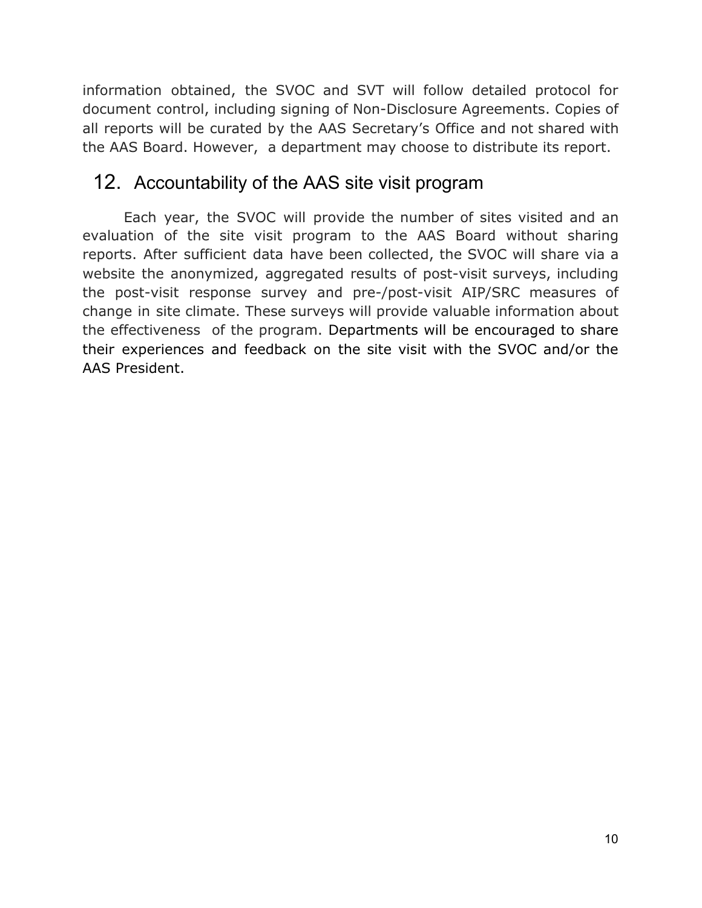information obtained, the SVOC and SVT will follow detailed protocol for document control, including signing of Non-Disclosure Agreements. Copies of all reports will be curated by the AAS Secretary's Office and not shared with the AAS Board. However, a department may choose to distribute its report.

## 12. Accountability of the AAS site visit program

Each year, the SVOC will provide the number of sites visited and an evaluation of the site visit program to the AAS Board without sharing reports. After sufficient data have been collected, the SVOC will share via a website the anonymized, aggregated results of post-visit surveys, including the post-visit response survey and pre-/post-visit AIP/SRC measures of change in site climate. These surveys will provide valuable information about the effectiveness of the program. Departments will be encouraged to share their experiences and feedback on the site visit with the SVOC and/or the AAS President.